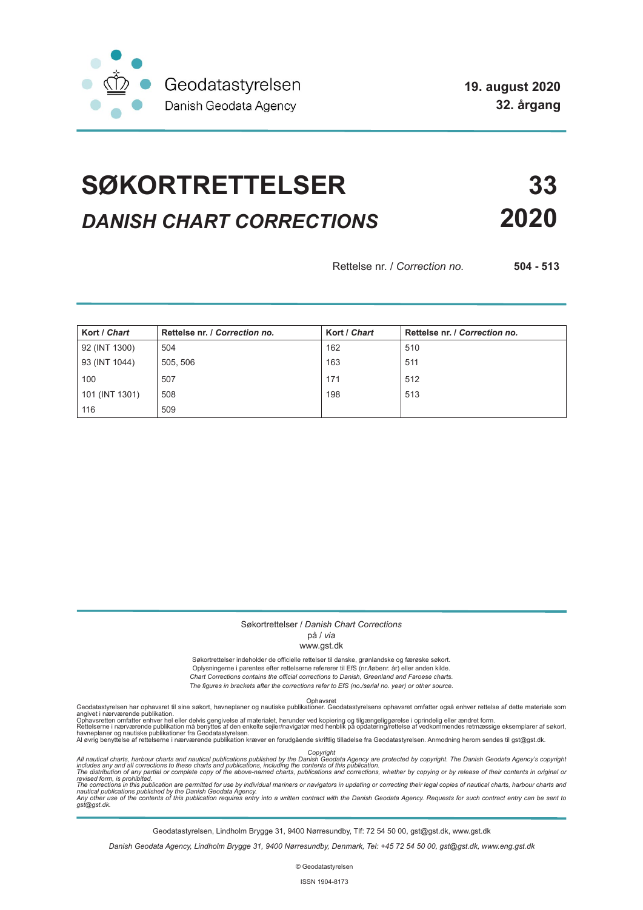Geodatastyrelsen
Danish Geodata Agency

**19. august 2020**
**32. årgang**

# SØKORTRETTELSER **33**

## *DANISH CHART CORRECTIONS* **2020**

Rettelse nr. / *Correction no.* **504 - 513**

| Kort / *Chart* | Rettelse nr. / *Correction no.* | Kort / *Chart* | Rettelse nr. / *Correction no.* |
|---|---|---|---|
| 92 (INT 1300) | 504 | 162 | 510 |
| 93 (INT 1044) | 505, 506 | 163 | 511 |
| 100 | 507 | 171 | 512 |
| 101 (INT 1301) | 508 | 198 | 513 |
| 116 | 509 | | |

Søkortrettelser / *Danish Chart Corrections*
på / *via*
www.gst.dk

Søkortrettelser indeholder de officielle rettelser til danske, grønlandske og færøske søkort.
Oplysningerne i parentes efter rettelserne refererer til EfS (nr./løbenr. år) eller anden kilde.
*Chart Corrections contains the official corrections to Danish, Greenland and Faroese charts.*
*The figures in brackets after the corrections refer to EfS (no./serial no. year) or other source.*

Ophavsret
Geodatastyrelsen har ophavsret til sine søkort, havneplaner og nautiske publikationer. Geodatastyrelsens ophavsret omfatter også enhver rettelse af dette materiale som angivet i nærværende publikation.
Ophavsretten omfatter enhver hel eller delvis gengivelse af materialet, herunder ved kopiering og tilgængeliggørelse i oprindelig eller ændret form.
Rettelserne i nærværende publikation må benyttes af den enkelte sejler/navigatør med henblik på opdatering/rettelse af vedkommendes retmæssige eksemplarer af søkort, havneplaner og nautiske publikationer fra Geodatastyrelsen.
Al øvrig benyttelse af rettelserne i nærværende publikation kræver en forudgående skriftlig tilladelse fra Geodatastyrelsen. Anmodning herom sendes til gst@gst.dk.

*Copyright*
*All nautical charts, harbour charts and nautical publications published by the Danish Geodata Agency are protected by copyright. The Danish Geodata Agency's copyright includes any and all corrections to these charts and publications, including the contents of this publication.*
*The distribution of any partial or complete copy of the above-named charts, publications and corrections, whether by copying or by release of their contents in original or revised form, is prohibited.*
*The corrections in this publication are permitted for use by individual mariners or navigators in updating or correcting their legal copies of nautical charts, harbour charts and nautical publications published by the Danish Geodata Agency.*
*Any other use of the contents of this publication requires entry into a written contract with the Danish Geodata Agency. Requests for such contract entry can be sent to gst@gst.dk.*

Geodatastyrelsen, Lindholm Brygge 31, 9400 Nørresundby, Tlf: 72 54 50 00, gst@gst.dk, www.gst.dk

*Danish Geodata Agency, Lindholm Brygge 31, 9400 Nørresundby, Denmark, Tel: +45 72 54 50 00, gst@gst.dk, www.eng.gst.dk*

© Geodatastyrelsen

ISSN 1904-8173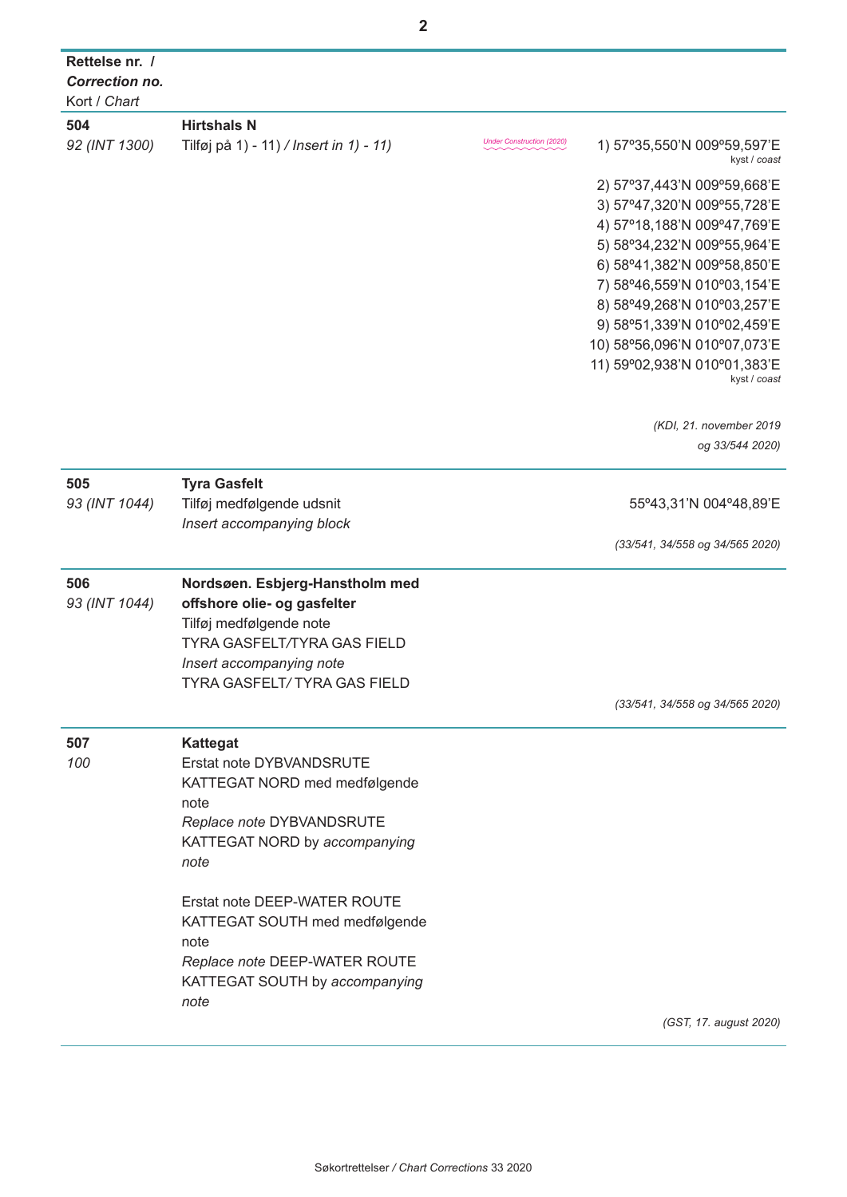| **Rettelse nr. /** ***Correction no.*** Kort / *Chart* | | |
|---|---|---|
| **504** *92 (INT 1300)* | **Hirtshals N** Tilføj på 1) - 11) */ Insert in 1) - 11)* *Under Construction (2020)* | 1) 57º35,550'N 009º59,597'E kyst / *coast* 2) 57º37,443'N 009º59,668'E 3) 57º47,320'N 009º55,728'E 4) 57º18,188'N 009º47,769'E 5) 58º34,232'N 009º55,964'E 6) 58º41,382'N 009º58,850'E 7) 58º46,559'N 010º03,154'E 8) 58º49,268'N 010º03,257'E 9) 58º51,339'N 010º02,459'E 10) 58º56,096'N 010º07,073'E 11) 59º02,938'N 010º01,383'E kyst / *coast* *(KDI, 21. november 2019 og 33/544 2020)* |
| **505** *93 (INT 1044)* | **Tyra Gasfelt** Tilføj medfølgende udsnit *Insert accompanying block* | 55º43,31'N 004º48,89'E *(33/541, 34/558 og 34/565 2020)* |
| **506** *93 (INT 1044)* | **Nordsøen. Esbjerg-Hanstholm med offshore olie- og gasfelter** Tilføj medfølgende note TYRA GASFELT/TYRA GAS FIELD *Insert accompanying note* TYRA GASFELT/ TYRA GAS FIELD | *(33/541, 34/558 og 34/565 2020)* |
| **507** *100* | **Kattegat** Erstat note DYBVANDSRUTE KATTEGAT NORD med medfølgende note *Replace note* DYBVANDSRUTE KATTEGAT NORD by *accompanying note* Erstat note DEEP-WATER ROUTE KATTEGAT SOUTH med medfølgende note *Replace note* DEEP-WATER ROUTE KATTEGAT SOUTH by *accompanying note* | *(GST, 17. august 2020)* |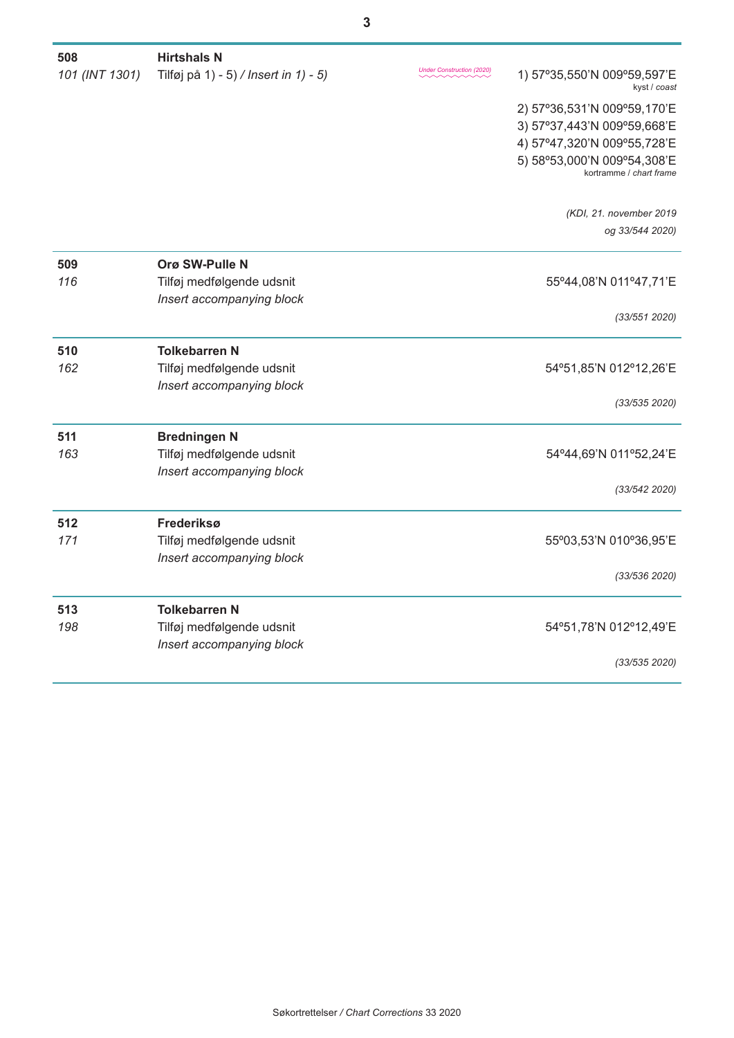| | | | |
|---|---|---|---|
| **508** | **Hirtshals N** | | |
| *101 (INT 1301)* | Tilføj på 1) - 5) */ Insert in 1) - 5)* | *Under Construction (2020)* | 1) 57º35,550'N 009º59,597'E<br>kyst / *coast*<br>2) 57º36,531'N 009º59,170'E<br>3) 57º37,443'N 009º59,668'E<br>4) 57º47,320'N 009º55,728'E<br>5) 58º53,000'N 009º54,308'E<br>kortramme / *chart frame*<br><br>*(KDI, 21. november 2019 og 33/544 2020)* |
| **509** | **Orø SW-Pulle N** | | |
| *116* | Tilføj medfølgende udsnit<br>*Insert accompanying block* | | 55º44,08'N 011º47,71'E<br><br>*(33/551 2020)* |
| **510** | **Tolkebarren N** | | |
| *162* | Tilføj medfølgende udsnit<br>*Insert accompanying block* | | 54º51,85'N 012º12,26'E<br><br>*(33/535 2020)* |
| **511** | **Bredningen N** | | |
| *163* | Tilføj medfølgende udsnit<br>*Insert accompanying block* | | 54º44,69'N 011º52,24'E<br><br>*(33/542 2020)* |
| **512** | **Frederiksø** | | |
| *171* | Tilføj medfølgende udsnit<br>*Insert accompanying block* | | 55º03,53'N 010º36,95'E<br><br>*(33/536 2020)* |
| **513** | **Tolkebarren N** | | |
| *198* | Tilføj medfølgende udsnit<br>*Insert accompanying block* | | 54º51,78'N 012º12,49'E<br><br>*(33/535 2020)* |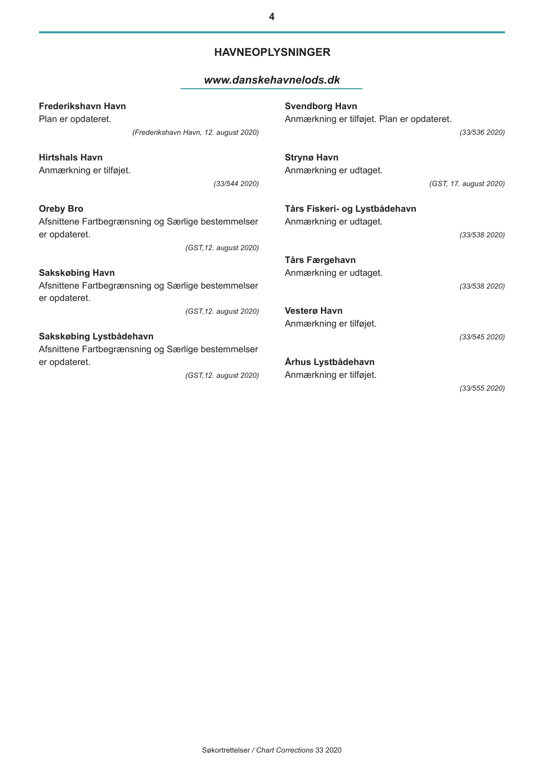## HAVNEOPLYSNINGER

***www.danskehavnelods.dk***

**Frederikshavn Havn**
Plan er opdateret.

*(Frederikshavn Havn, 12. august 2020)*

**Hirtshals Havn**
Anmærkning er tilføjet.

*(33/544 2020)*

**Oreby Bro**
Afsnittene Fartbegrænsning og Særlige bestemmelser er opdateret.

*(GST,12. august 2020)*

**Sakskøbing Havn**
Afsnittene Fartbegrænsning og Særlige bestemmelser er opdateret.

*(GST,12. august 2020)*

**Sakskøbing Lystbådehavn**
Afsnittene Fartbegrænsning og Særlige bestemmelser er opdateret.

*(GST,12. august 2020)*

**Svendborg Havn**
Anmærkning er tilføjet. Plan er opdateret.

*(33/536 2020)*

**Strynø Havn**
Anmærkning er udtaget.

*(GST, 17. august 2020)*

**Tårs Fiskeri- og Lystbådehavn**
Anmærkning er udtaget.

*(33/538 2020)*

**Tårs Færgehavn**
Anmærkning er udtaget.

*(33/538 2020)*

**Vesterø Havn**
Anmærkning er tilføjet.

*(33/545 2020)*

**Århus Lystbådehavn**
Anmærkning er tilføjet.

*(33/555 2020)*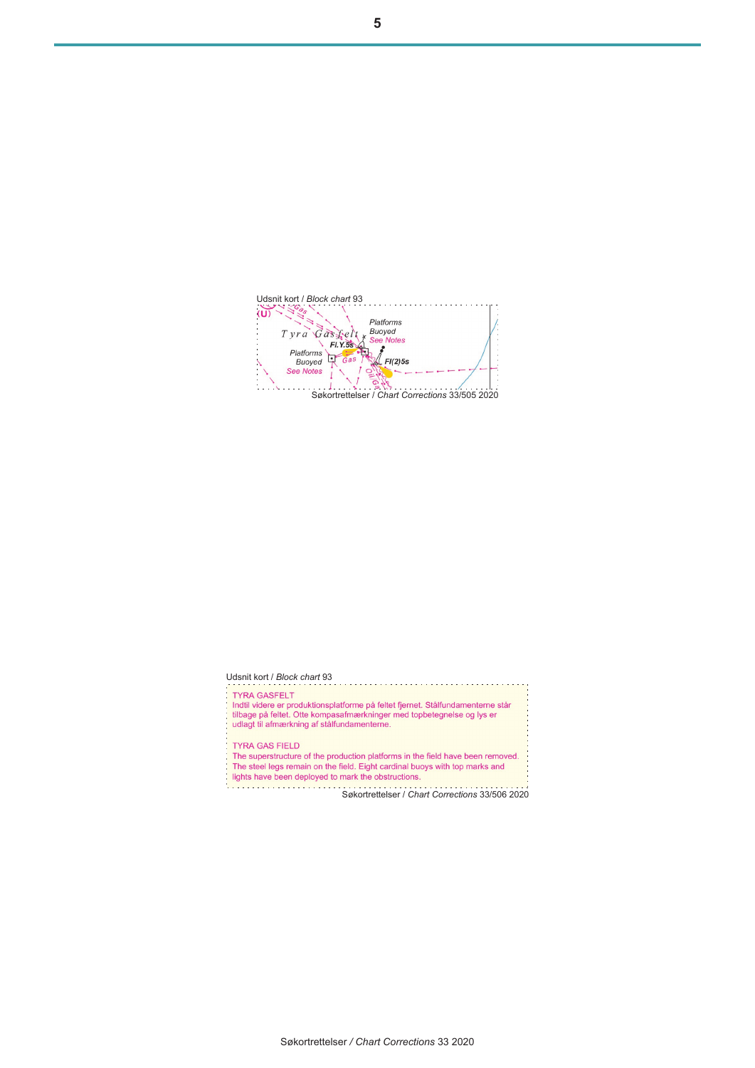Udsnit kort / *Block chart* 93

Søkortrettelser / *Chart Corrections* 33/505 2020

Udsnit kort / *Block chart* 93

TYRA GASFELT
Indtil videre er produktionsplatforme på feltet fjernet. Stålfundamenterne står tilbage på feltet. Otte kompasafmærkninger med topbetegnelse og lys er udlagt til afmærkning af stålfundamenterne.

TYRA GAS FIELD
The superstructure of the production platforms in the field have been removed. The steel legs remain on the field. Eight cardinal buoys with top marks and lights have been deployed to mark the obstructions.

Søkortrettelser / *Chart Corrections* 33/506 2020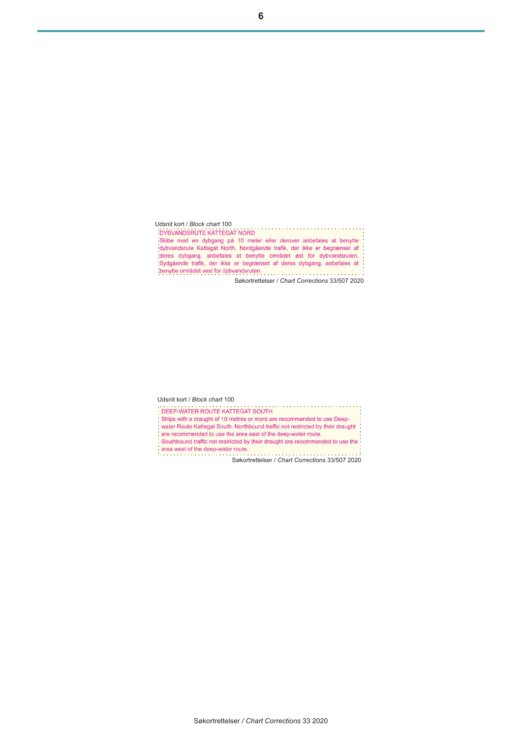Udsnit kort / *Block chart* 100

DYBVANDSRUTE KATTEGAT NORD
Skibe med en dybgang på 10 meter eller derover anbefales at benytte dybvandsrute Kattegat North. Nordgående trafik, der ikke er begrænset af deres dybgang, anbefales at benytte området øst for dybvandsruten. Sydgående trafik, der ikke er begrænset af deres dybgang, anbefales at benytte området vest for dybvandsruten.

Søkortrettelser / *Chart Corrections* 33/507 2020

Udsnit kort / *Block chart* 100

DEEP-WATER ROUTE KATTEGAT SOUTH
Ships with a draught of 10 metres or more are recommended to use Deep-water Route Kattegat South. Northbound traffic not restricted by their draught are recommended to use the area east of the deep-water route.
Southbound traffic not restricted by their draught are recommended to use the area west of the deep-water route.

Søkortrettelser / *Chart Corrections* 33/507 2020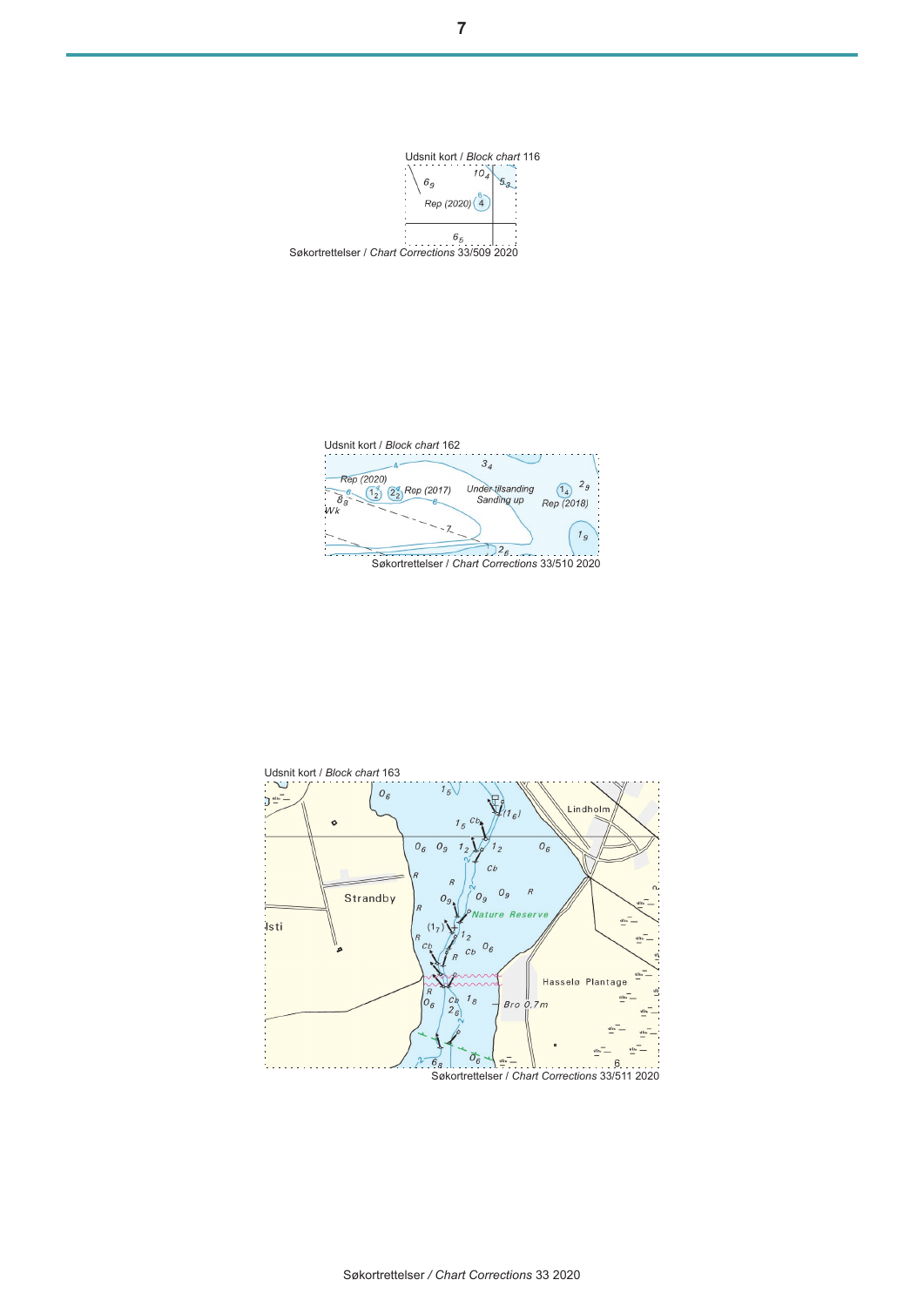Udsnit kort / *Block chart* 116

Søkortrettelser / *Chart Corrections* 33/509 2020

Udsnit kort / *Block chart* 162

Søkortrettelser / *Chart Corrections* 33/510 2020

Udsnit kort / *Block chart* 163

Søkortrettelser / *Chart Corrections* 33/511 2020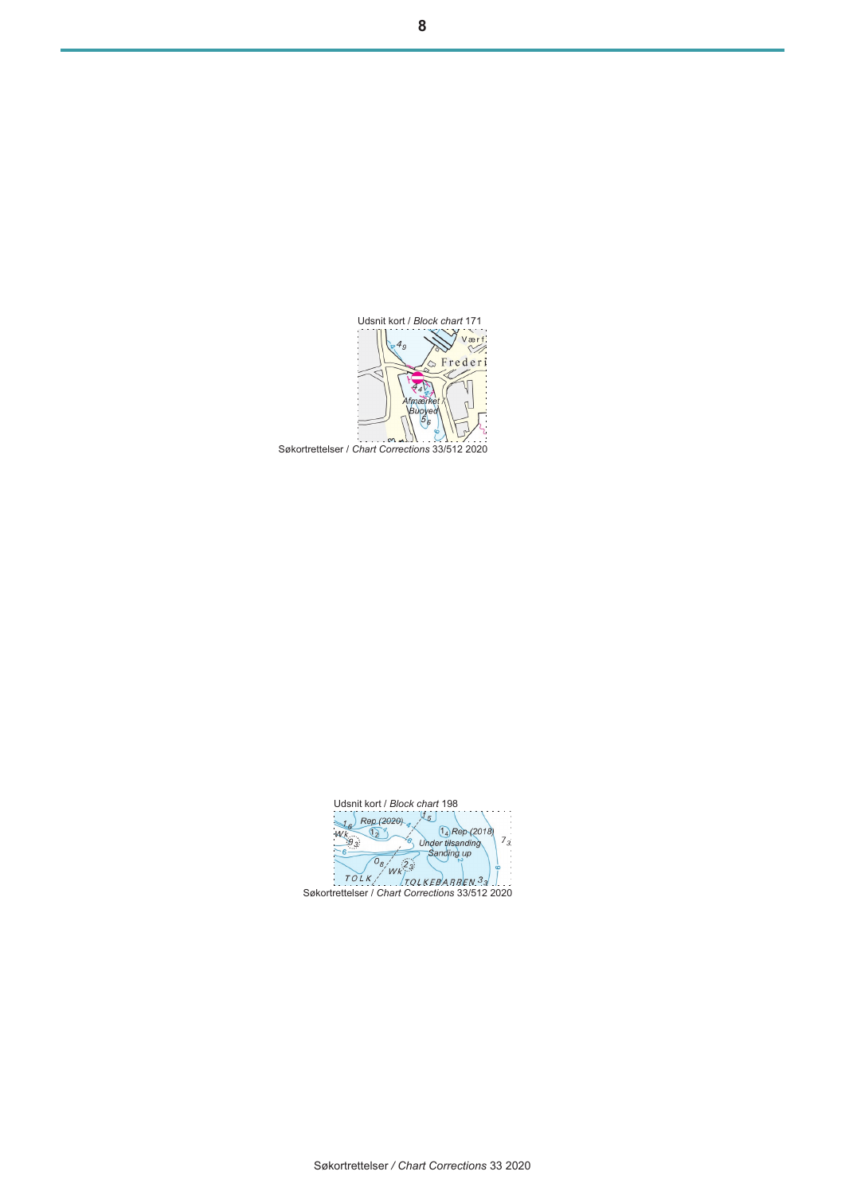Udsnit kort / *Block chart* 171

Søkortrettelser / *Chart Corrections* 33/512 2020

Udsnit kort / *Block chart* 198

Søkortrettelser / *Chart Corrections* 33/512 2020